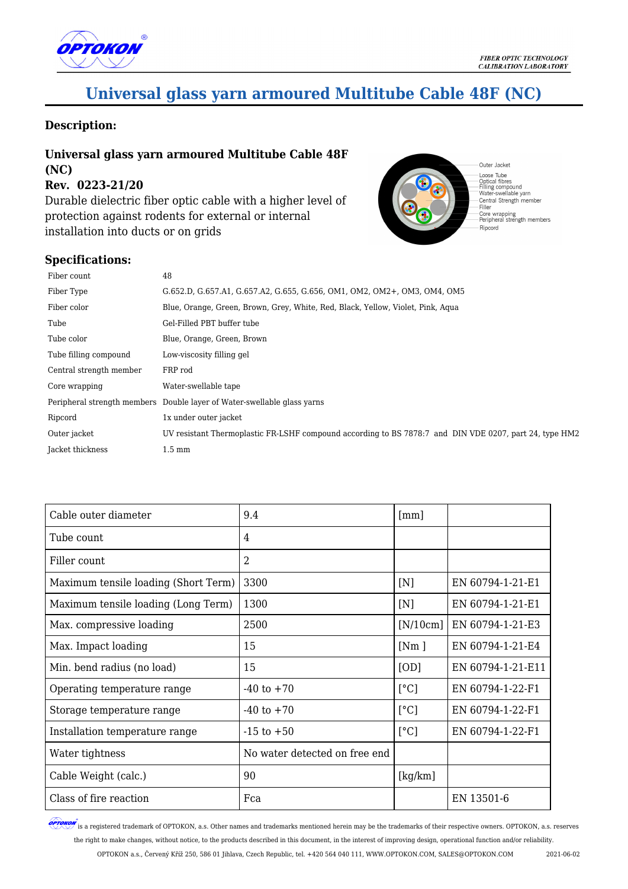# Universal glass yarn armoured Multitube Cable 48F (NC)

## Description:

**Universal glass yarn armoured Multitube Cable 48F (NC)**
**Rev. 0223-21/20**
Durable dielectric fiber optic cable with a higher level of protection against rodents for external or internal installation into ducts or on grids

Outer Jacket
Loose Tube
Optical fibres
Filling compound
Water-swellable yarn
Central Strength member
Filler
Core wrapping
Peripheral strength members
Ripcord

## Specifications:

| | |
|---|---|
| Fiber count | 48 |
| Fiber Type | G.652.D, G.657.A1, G.657.A2, G.655, G.656, OM1, OM2, OM2+, OM3, OM4, OM5 |
| Fiber color | Blue, Orange, Green, Brown, Grey, White, Red, Black, Yellow, Violet, Pink, Aqua |
| Tube | Gel-Filled PBT buffer tube |
| Tube color | Blue, Orange, Green, Brown |
| Tube filling compound | Low-viscosity filling gel |
| Central strength member | FRP rod |
| Core wrapping | Water-swellable tape |
| Peripheral strength members | Double layer of Water-swellable glass yarns |
| Ripcord | 1x under outer jacket |
| Outer jacket | UV resistant Thermoplastic FR-LSHF compound according to BS 7878:7 and DIN VDE 0207, part 24, type HM2 |
| Jacket thickness | 1.5 mm |

| | | | |
|---|---|---|---|
| Cable outer diameter | 9.4 | [mm] | |
| Tube count | 4 | | |
| Filler count | 2 | | |
| Maximum tensile loading (Short Term) | 3300 | [N] | EN 60794-1-21-E1 |
| Maximum tensile loading (Long Term) | 1300 | [N] | EN 60794-1-21-E1 |
| Max. compressive loading | 2500 | [N/10cm] | EN 60794-1-21-E3 |
| Max. Impact loading | 15 | [Nm ] | EN 60794-1-21-E4 |
| Min. bend radius (no load) | 15 | [OD] | EN 60794-1-21-E11 |
| Operating temperature range | -40 to +70 | [°C] | EN 60794-1-22-F1 |
| Storage temperature range | -40 to +70 | [°C] | EN 60794-1-22-F1 |
| Installation temperature range | -15 to +50 | [°C] | EN 60794-1-22-F1 |
| Water tightness | No water detected on free end | | |
| Cable Weight (calc.) | 90 | [kg/km] | |
| Class of fire reaction | Fca | | EN 13501-6 |

OPTOKON is a registered trademark of OPTOKON, a.s. Other names and trademarks mentioned herein may be the trademarks of their respective owners. OPTOKON, a.s. reserves the right to make changes, without notice, to the products described in this document, in the interest of improving design, operational function and/or reliability.

OPTOKON a.s., Červený Kříž 250, 586 01 Jihlava, Czech Republic, tel. +420 564 040 111, WWW.OPTOKON.COM, SALES@OPTOKON.COM 2021-06-02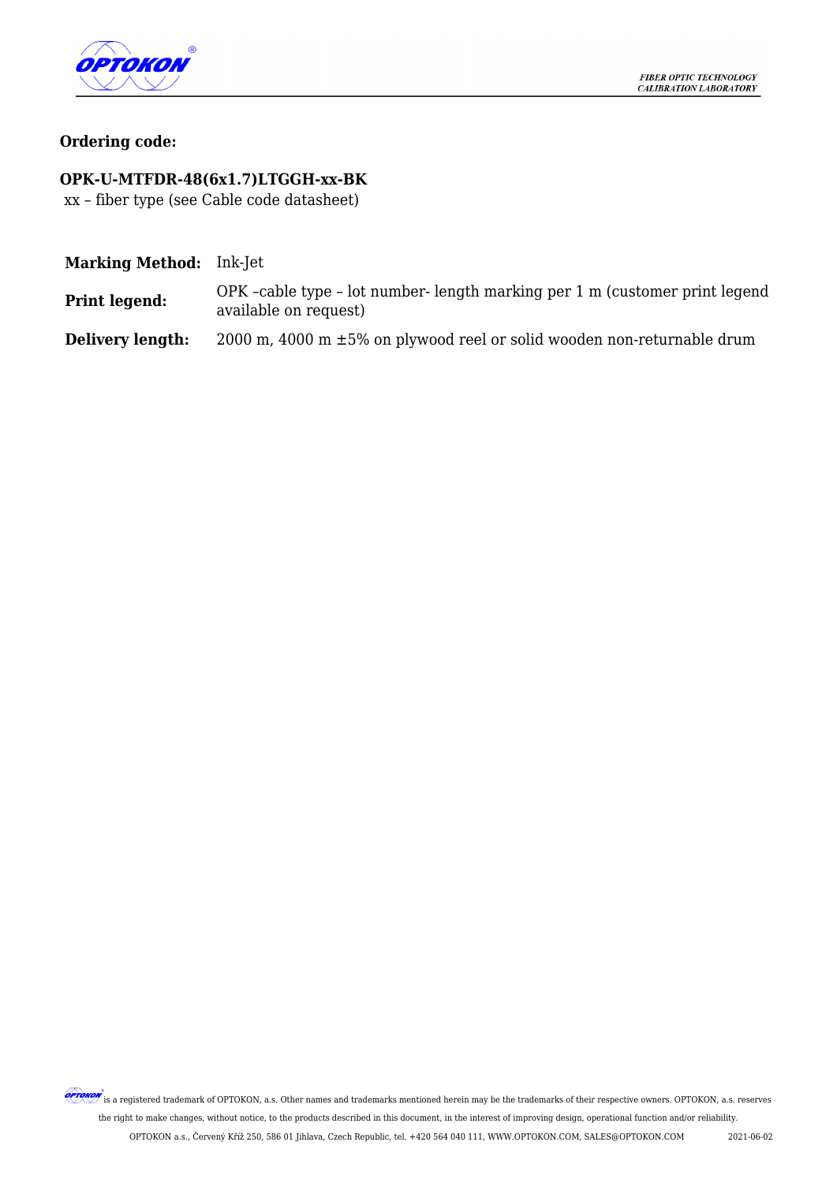**Ordering code:**

**OPK-U-MTFDR-48(6x1.7)LTGGH-xx-BK**
xx – fiber type (see Cable code datasheet)

| | |
|---|---|
| **Marking Method:** | Ink-Jet |
| **Print legend:** | OPK –cable type – lot number- length marking per 1 m (customer print legend available on request) |
| **Delivery length:** | 2000 m, 4000 m ±5% on plywood reel or solid wooden non-returnable drum |

OPTOKON is a registered trademark of OPTOKON, a.s. Other names and trademarks mentioned herein may be the trademarks of their respective owners. OPTOKON, a.s. reserves the right to make changes, without notice, to the products described in this document, in the interest of improving design, operational function and/or reliability.

OPTOKON a.s., Červený Kříž 250, 586 01 Jihlava, Czech Republic, tel. +420 564 040 111, WWW.OPTOKON.COM, SALES@OPTOKON.COM 2021-06-02